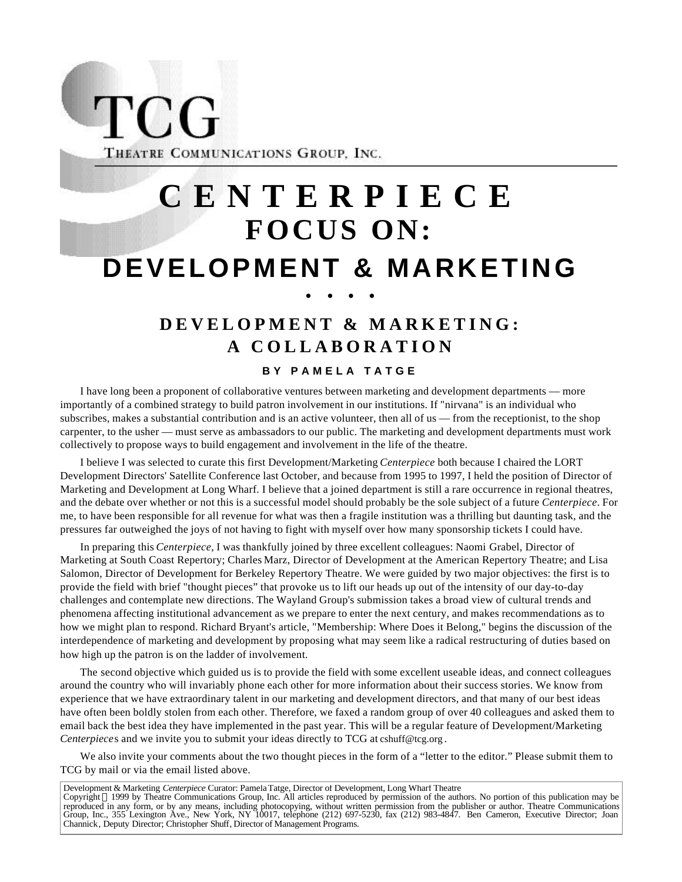# TCG

THEATRE COMMUNICATIONS GROUP, INC.

# CENTERPIECE

## FOCUS ON:

## DEVELOPMENT & MARKETING

• • • •

## DEVELOPMENT & MARKETING: A COLLABORATION

**BY PAMELA TATGE**

I have long been a proponent of collaborative ventures between marketing and development departments — more importantly of a combined strategy to build patron involvement in our institutions. If "nirvana" is an individual who subscribes, makes a substantial contribution and is an active volunteer, then all of us — from the receptionist, to the shop carpenter, to the usher — must serve as ambassadors to our public. The marketing and development departments must work collectively to propose ways to build engagement and involvement in the life of the theatre.

I believe I was selected to curate this first Development/Marketing *Centerpiece* both because I chaired the LORT Development Directors' Satellite Conference last October, and because from 1995 to 1997, I held the position of Director of Marketing and Development at Long Wharf. I believe that a joined department is still a rare occurrence in regional theatres, and the debate over whether or not this is a successful model should probably be the sole subject of a future *Centerpiece*. For me, to have been responsible for all revenue for what was then a fragile institution was a thrilling but daunting task, and the pressures far outweighed the joys of not having to fight with myself over how many sponsorship tickets I could have.

In preparing this *Centerpiece*, I was thankfully joined by three excellent colleagues: Naomi Grabel, Director of Marketing at South Coast Repertory; Charles Marz, Director of Development at the American Repertory Theatre; and Lisa Salomon, Director of Development for Berkeley Repertory Theatre. We were guided by two major objectives: the first is to provide the field with brief "thought pieces" that provoke us to lift our heads up out of the intensity of our day-to-day challenges and contemplate new directions. The Wayland Group's submission takes a broad view of cultural trends and phenomena affecting institutional advancement as we prepare to enter the next century, and makes recommendations as to how we might plan to respond. Richard Bryant's article, "Membership: Where Does it Belong," begins the discussion of the interdependence of marketing and development by proposing what may seem like a radical restructuring of duties based on how high up the patron is on the ladder of involvement.

The second objective which guided us is to provide the field with some excellent useable ideas, and connect colleagues around the country who will invariably phone each other for more information about their success stories. We know from experience that we have extraordinary talent in our marketing and development directors, and that many of our best ideas have often been boldly stolen from each other. Therefore, we faxed a random group of over 40 colleagues and asked them to email back the best idea they have implemented in the past year. This will be a regular feature of Development/Marketing *Centerpiece*s and we invite you to submit your ideas directly to TCG at cshuff@tcg.org.

We also invite your comments about the two thought pieces in the form of a "letter to the editor." Please submit them to TCG by mail or via the email listed above.

---

Development & Marketing *Centerpiece* Curator: Pamela Tatge, Director of Development, Long Wharf Theatre
Copyright © 1999 by Theatre Communications Group, Inc. All articles reproduced by permission of the authors. No portion of this publication may be reproduced in any form, or by any means, including photocopying, without written permission from the publisher or author. Theatre Communications Group, Inc., 355 Lexington Ave., New York, NY 10017, telephone (212) 697-5230, fax (212) 983-4847. Ben Cameron, Executive Director; Joan Channick, Deputy Director; Christopher Shuff, Director of Management Programs.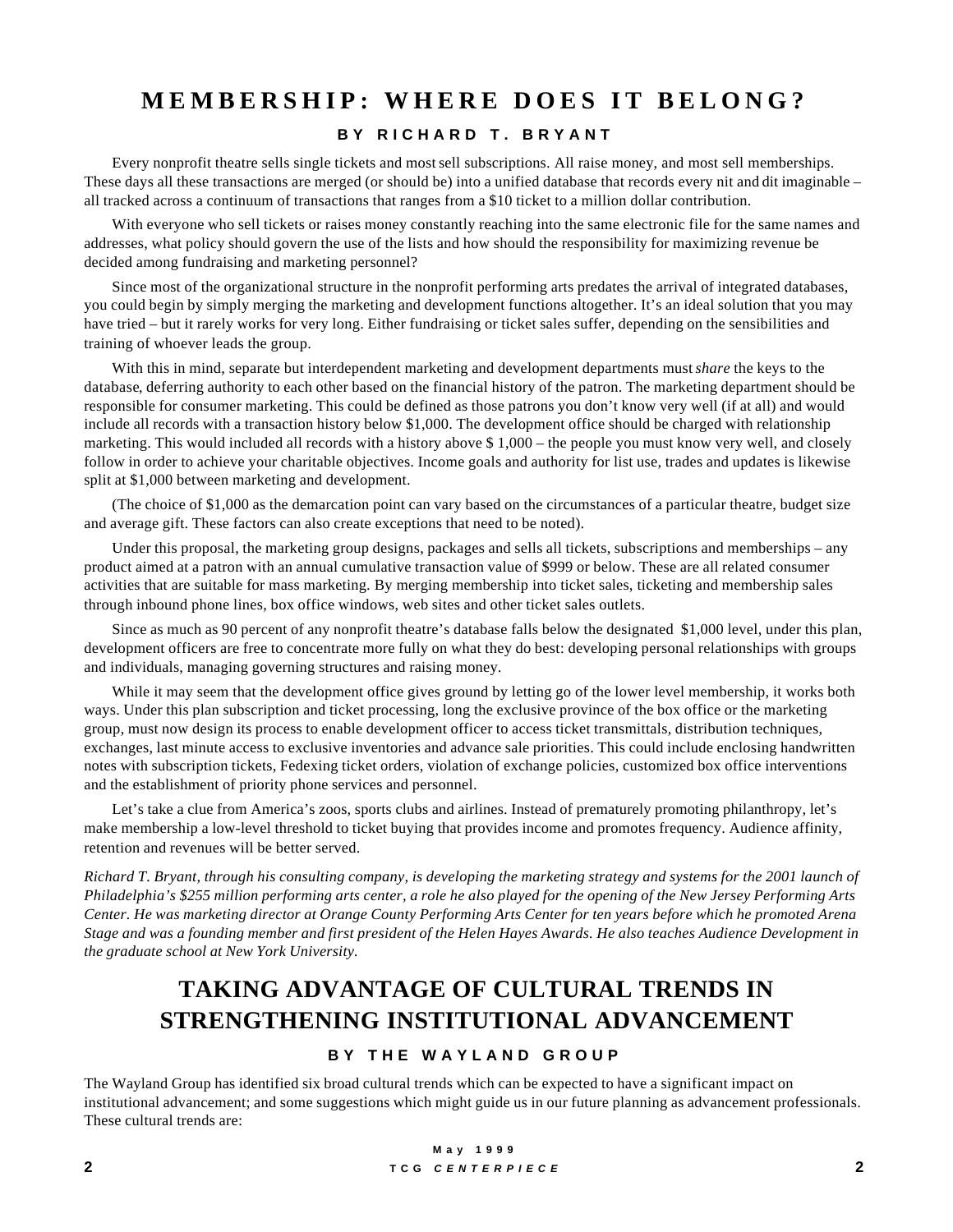# MEMBERSHIP: WHERE DOES IT BELONG?

### BY RICHARD T. BRYANT

Every nonprofit theatre sells single tickets and most sell subscriptions. All raise money, and most sell memberships. These days all these transactions are merged (or should be) into a unified database that records every nit and dit imaginable – all tracked across a continuum of transactions that ranges from a $10 ticket to a million dollar contribution.

With everyone who sell tickets or raises money constantly reaching into the same electronic file for the same names and addresses, what policy should govern the use of the lists and how should the responsibility for maximizing revenue be decided among fundraising and marketing personnel?

Since most of the organizational structure in the nonprofit performing arts predates the arrival of integrated databases, you could begin by simply merging the marketing and development functions altogether. It's an ideal solution that you may have tried – but it rarely works for very long. Either fundraising or ticket sales suffer, depending on the sensibilities and training of whoever leads the group.

With this in mind, separate but interdependent marketing and development departments must *share* the keys to the database, deferring authority to each other based on the financial history of the patron. The marketing department should be responsible for consumer marketing. This could be defined as those patrons you don't know very well (if at all) and would include all records with a transaction history below $1,000. The development office should be charged with relationship marketing. This would included all records with a history above $ 1,000 – the people you must know very well, and closely follow in order to achieve your charitable objectives. Income goals and authority for list use, trades and updates is likewise split at $1,000 between marketing and development.

(The choice of $1,000 as the demarcation point can vary based on the circumstances of a particular theatre, budget size and average gift. These factors can also create exceptions that need to be noted).

Under this proposal, the marketing group designs, packages and sells all tickets, subscriptions and memberships – any product aimed at a patron with an annual cumulative transaction value of $999 or below. These are all related consumer activities that are suitable for mass marketing. By merging membership into ticket sales, ticketing and membership sales through inbound phone lines, box office windows, web sites and other ticket sales outlets.

Since as much as 90 percent of any nonprofit theatre's database falls below the designated $1,000 level, under this plan, development officers are free to concentrate more fully on what they do best: developing personal relationships with groups and individuals, managing governing structures and raising money.

While it may seem that the development office gives ground by letting go of the lower level membership, it works both ways. Under this plan subscription and ticket processing, long the exclusive province of the box office or the marketing group, must now design its process to enable development officer to access ticket transmittals, distribution techniques, exchanges, last minute access to exclusive inventories and advance sale priorities. This could include enclosing handwritten notes with subscription tickets, Fedexing ticket orders, violation of exchange policies, customized box office interventions and the establishment of priority phone services and personnel.

Let's take a clue from America's zoos, sports clubs and airlines. Instead of prematurely promoting philanthropy, let's make membership a low-level threshold to ticket buying that provides income and promotes frequency. Audience affinity, retention and revenues will be better served.

*Richard T. Bryant, through his consulting company, is developing the marketing strategy and systems for the 2001 launch of Philadelphia's $255 million performing arts center, a role he also played for the opening of the New Jersey Performing Arts Center. He was marketing director at Orange County Performing Arts Center for ten years before which he promoted Arena Stage and was a founding member and first president of the Helen Hayes Awards. He also teaches Audience Development in the graduate school at New York University.*

# TAKING ADVANTAGE OF CULTURAL TRENDS IN STRENGTHENING INSTITUTIONAL ADVANCEMENT

### BY THE WAYLAND GROUP

The Wayland Group has identified six broad cultural trends which can be expected to have a significant impact on institutional advancement; and some suggestions which might guide us in our future planning as advancement professionals. These cultural trends are: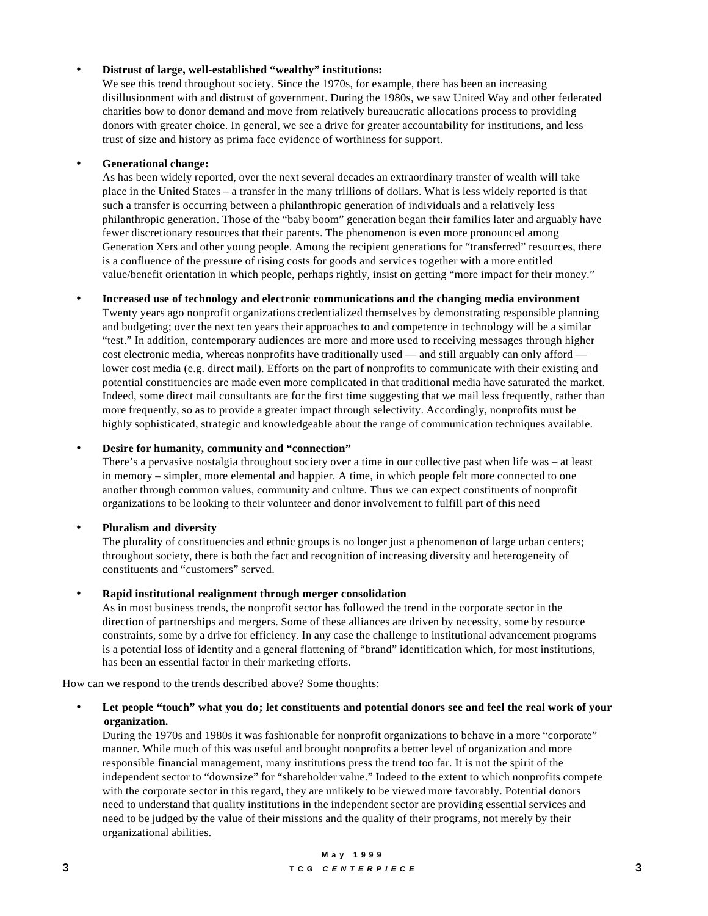- **Distrust of large, well-established "wealthy" institutions:**
  We see this trend throughout society. Since the 1970s, for example, there has been an increasing disillusionment with and distrust of government. During the 1980s, we saw United Way and other federated charities bow to donor demand and move from relatively bureaucratic allocations process to providing donors with greater choice. In general, we see a drive for greater accountability for institutions, and less trust of size and history as prima face evidence of worthiness for support.

- **Generational change:**
  As has been widely reported, over the next several decades an extraordinary transfer of wealth will take place in the United States – a transfer in the many trillions of dollars. What is less widely reported is that such a transfer is occurring between a philanthropic generation of individuals and a relatively less philanthropic generation. Those of the "baby boom" generation began their families later and arguably have fewer discretionary resources that their parents. The phenomenon is even more pronounced among Generation Xers and other young people. Among the recipient generations for "transferred" resources, there is a confluence of the pressure of rising costs for goods and services together with a more entitled value/benefit orientation in which people, perhaps rightly, insist on getting "more impact for their money."

- **Increased use of technology and electronic communications and the changing media environment**
  Twenty years ago nonprofit organizations credentialized themselves by demonstrating responsible planning and budgeting; over the next ten years their approaches to and competence in technology will be a similar "test." In addition, contemporary audiences are more and more used to receiving messages through higher cost electronic media, whereas nonprofits have traditionally used — and still arguably can only afford — lower cost media (e.g. direct mail). Efforts on the part of nonprofits to communicate with their existing and potential constituencies are made even more complicated in that traditional media have saturated the market. Indeed, some direct mail consultants are for the first time suggesting that we mail less frequently, rather than more frequently, so as to provide a greater impact through selectivity. Accordingly, nonprofits must be highly sophisticated, strategic and knowledgeable about the range of communication techniques available.

- **Desire for humanity, community and "connection"**
  There's a pervasive nostalgia throughout society over a time in our collective past when life was – at least in memory – simpler, more elemental and happier. A time, in which people felt more connected to one another through common values, community and culture. Thus we can expect constituents of nonprofit organizations to be looking to their volunteer and donor involvement to fulfill part of this need

- **Pluralism and diversity**
  The plurality of constituencies and ethnic groups is no longer just a phenomenon of large urban centers; throughout society, there is both the fact and recognition of increasing diversity and heterogeneity of constituents and "customers" served.

- **Rapid institutional realignment through merger consolidation**
  As in most business trends, the nonprofit sector has followed the trend in the corporate sector in the direction of partnerships and mergers. Some of these alliances are driven by necessity, some by resource constraints, some by a drive for efficiency. In any case the challenge to institutional advancement programs is a potential loss of identity and a general flattening of "brand" identification which, for most institutions, has been an essential factor in their marketing efforts.

How can we respond to the trends described above? Some thoughts:

- **Let people "touch" what you do; let constituents and potential donors see and feel the real work of your organization.**
  During the 1970s and 1980s it was fashionable for nonprofit organizations to behave in a more "corporate" manner. While much of this was useful and brought nonprofits a better level of organization and more responsible financial management, many institutions press the trend too far. It is not the spirit of the independent sector to "downsize" for "shareholder value." Indeed to the extent to which nonprofits compete with the corporate sector in this regard, they are unlikely to be viewed more favorably. Potential donors need to understand that quality institutions in the independent sector are providing essential services and need to be judged by the value of their missions and the quality of their programs, not merely by their organizational abilities.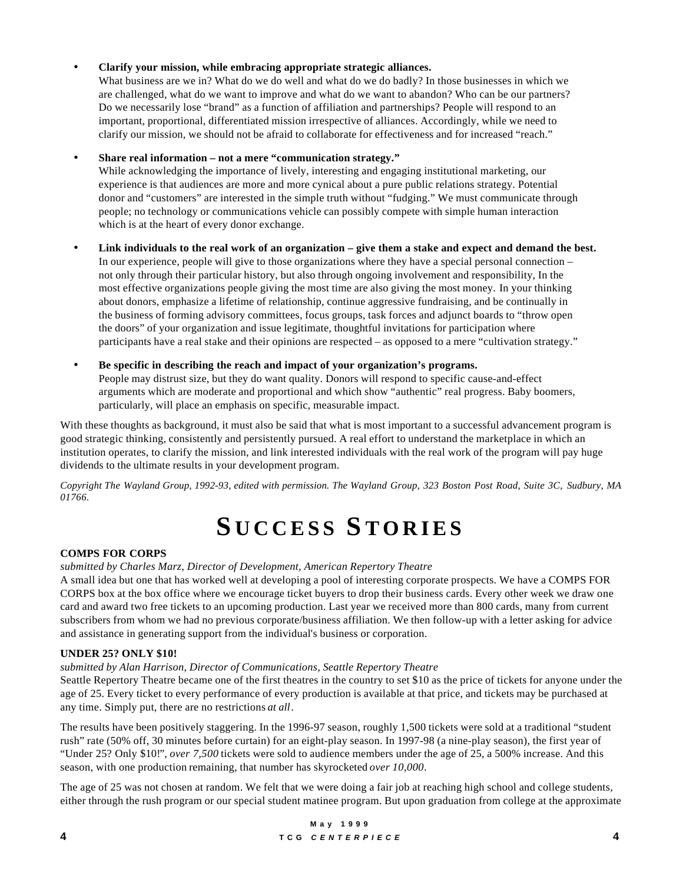- **Clarify your mission, while embracing appropriate strategic alliances.**
  What business are we in? What do we do well and what do we do badly? In those businesses in which we are challenged, what do we want to improve and what do we want to abandon? Who can be our partners? Do we necessarily lose "brand" as a function of affiliation and partnerships? People will respond to an important, proportional, differentiated mission irrespective of alliances. Accordingly, while we need to clarify our mission, we should not be afraid to collaborate for effectiveness and for increased "reach."

- **Share real information – not a mere "communication strategy."**
  While acknowledging the importance of lively, interesting and engaging institutional marketing, our experience is that audiences are more and more cynical about a pure public relations strategy. Potential donor and "customers" are interested in the simple truth without "fudging." We must communicate through people; no technology or communications vehicle can possibly compete with simple human interaction which is at the heart of every donor exchange.

- **Link individuals to the real work of an organization – give them a stake and expect and demand the best.**
  In our experience, people will give to those organizations where they have a special personal connection – not only through their particular history, but also through ongoing involvement and responsibility, In the most effective organizations people giving the most time are also giving the most money. In your thinking about donors, emphasize a lifetime of relationship, continue aggressive fundraising, and be continually in the business of forming advisory committees, focus groups, task forces and adjunct boards to "throw open the doors" of your organization and issue legitimate, thoughtful invitations for participation where participants have a real stake and their opinions are respected – as opposed to a mere "cultivation strategy."

- **Be specific in describing the reach and impact of your organization's programs.**
  People may distrust size, but they do want quality. Donors will respond to specific cause-and-effect arguments which are moderate and proportional and which show "authentic" real progress. Baby boomers, particularly, will place an emphasis on specific, measurable impact.

With these thoughts as background, it must also be said that what is most important to a successful advancement program is good strategic thinking, consistently and persistently pursued. A real effort to understand the marketplace in which an institution operates, to clarify the mission, and link interested individuals with the real work of the program will pay huge dividends to the ultimate results in your development program.

*Copyright The Wayland Group, 1992-93, edited with permission. The Wayland Group, 323 Boston Post Road, Suite 3C, Sudbury, MA 01766.*

# SUCCESS STORIES

**COMPS FOR CORPS**

*submitted by Charles Marz, Director of Development, American Repertory Theatre*

A small idea but one that has worked well at developing a pool of interesting corporate prospects. We have a COMPS FOR CORPS box at the box office where we encourage ticket buyers to drop their business cards. Every other week we draw one card and award two free tickets to an upcoming production. Last year we received more than 800 cards, many from current subscribers from whom we had no previous corporate/business affiliation. We then follow-up with a letter asking for advice and assistance in generating support from the individual's business or corporation.

**UNDER 25? ONLY $10!**

*submitted by Alan Harrison, Director of Communications, Seattle Repertory Theatre*

Seattle Repertory Theatre became one of the first theatres in the country to set $10 as the price of tickets for anyone under the age of 25. Every ticket to every performance of every production is available at that price, and tickets may be purchased at any time. Simply put, there are no restrictions *at all*.

The results have been positively staggering. In the 1996-97 season, roughly 1,500 tickets were sold at a traditional "student rush" rate (50% off, 30 minutes before curtain) for an eight-play season. In 1997-98 (a nine-play season), the first year of "Under 25? Only $10!", *over 7,500* tickets were sold to audience members under the age of 25, a 500% increase. And this season, with one production remaining, that number has skyrocketed *over 10,000*.

The age of 25 was not chosen at random. We felt that we were doing a fair job at reaching high school and college students, either through the rush program or our special student matinee program. But upon graduation from college at the approximate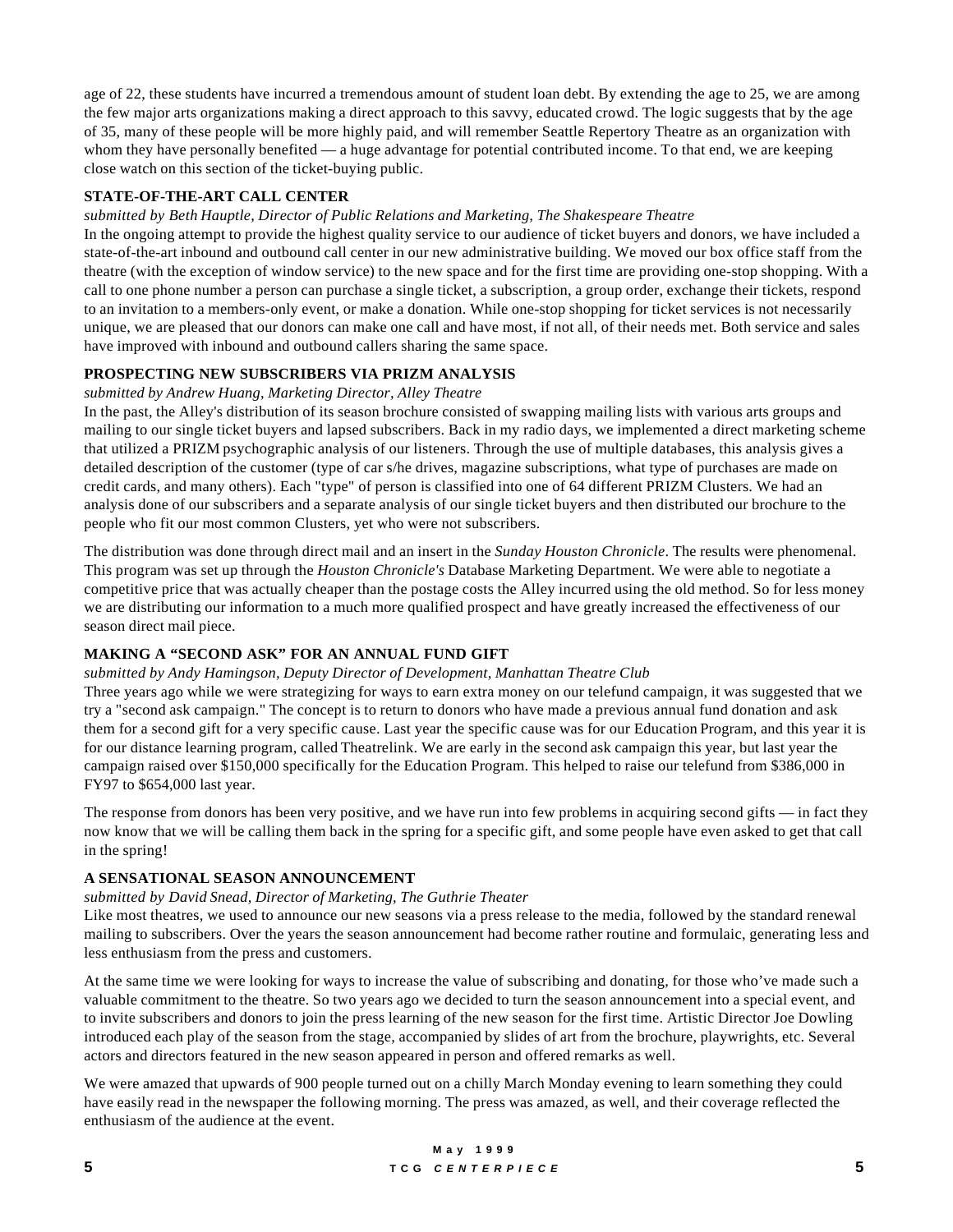age of 22, these students have incurred a tremendous amount of student loan debt. By extending the age to 25, we are among the few major arts organizations making a direct approach to this savvy, educated crowd. The logic suggests that by the age of 35, many of these people will be more highly paid, and will remember Seattle Repertory Theatre as an organization with whom they have personally benefited — a huge advantage for potential contributed income. To that end, we are keeping close watch on this section of the ticket-buying public.

### STATE-OF-THE-ART CALL CENTER

*submitted by Beth Hauptle, Director of Public Relations and Marketing, The Shakespeare Theatre*

In the ongoing attempt to provide the highest quality service to our audience of ticket buyers and donors, we have included a state-of-the-art inbound and outbound call center in our new administrative building. We moved our box office staff from the theatre (with the exception of window service) to the new space and for the first time are providing one-stop shopping. With a call to one phone number a person can purchase a single ticket, a subscription, a group order, exchange their tickets, respond to an invitation to a members-only event, or make a donation. While one-stop shopping for ticket services is not necessarily unique, we are pleased that our donors can make one call and have most, if not all, of their needs met. Both service and sales have improved with inbound and outbound callers sharing the same space.

### PROSPECTING NEW SUBSCRIBERS VIA PRIZM ANALYSIS

*submitted by Andrew Huang, Marketing Director, Alley Theatre*

In the past, the Alley's distribution of its season brochure consisted of swapping mailing lists with various arts groups and mailing to our single ticket buyers and lapsed subscribers. Back in my radio days, we implemented a direct marketing scheme that utilized a PRIZM psychographic analysis of our listeners. Through the use of multiple databases, this analysis gives a detailed description of the customer (type of car s/he drives, magazine subscriptions, what type of purchases are made on credit cards, and many others). Each "type" of person is classified into one of 64 different PRIZM Clusters. We had an analysis done of our subscribers and a separate analysis of our single ticket buyers and then distributed our brochure to the people who fit our most common Clusters, yet who were not subscribers.

The distribution was done through direct mail and an insert in the *Sunday Houston Chronicle*. The results were phenomenal. This program was set up through the *Houston Chronicle's* Database Marketing Department. We were able to negotiate a competitive price that was actually cheaper than the postage costs the Alley incurred using the old method. So for less money we are distributing our information to a much more qualified prospect and have greatly increased the effectiveness of our season direct mail piece.

### MAKING A "SECOND ASK" FOR AN ANNUAL FUND GIFT

*submitted by Andy Hamingson, Deputy Director of Development, Manhattan Theatre Club*

Three years ago while we were strategizing for ways to earn extra money on our telefund campaign, it was suggested that we try a "second ask campaign." The concept is to return to donors who have made a previous annual fund donation and ask them for a second gift for a very specific cause. Last year the specific cause was for our Education Program, and this year it is for our distance learning program, called Theatrelink. We are early in the second ask campaign this year, but last year the campaign raised over $150,000 specifically for the Education Program. This helped to raise our telefund from $386,000 in FY97 to $654,000 last year.

The response from donors has been very positive, and we have run into few problems in acquiring second gifts — in fact they now know that we will be calling them back in the spring for a specific gift, and some people have even asked to get that call in the spring!

### A SENSATIONAL SEASON ANNOUNCEMENT

*submitted by David Snead, Director of Marketing, The Guthrie Theater*

Like most theatres, we used to announce our new seasons via a press release to the media, followed by the standard renewal mailing to subscribers. Over the years the season announcement had become rather routine and formulaic, generating less and less enthusiasm from the press and customers.

At the same time we were looking for ways to increase the value of subscribing and donating, for those who've made such a valuable commitment to the theatre. So two years ago we decided to turn the season announcement into a special event, and to invite subscribers and donors to join the press learning of the new season for the first time. Artistic Director Joe Dowling introduced each play of the season from the stage, accompanied by slides of art from the brochure, playwrights, etc. Several actors and directors featured in the new season appeared in person and offered remarks as well.

We were amazed that upwards of 900 people turned out on a chilly March Monday evening to learn something they could have easily read in the newspaper the following morning. The press was amazed, as well, and their coverage reflected the enthusiasm of the audience at the event.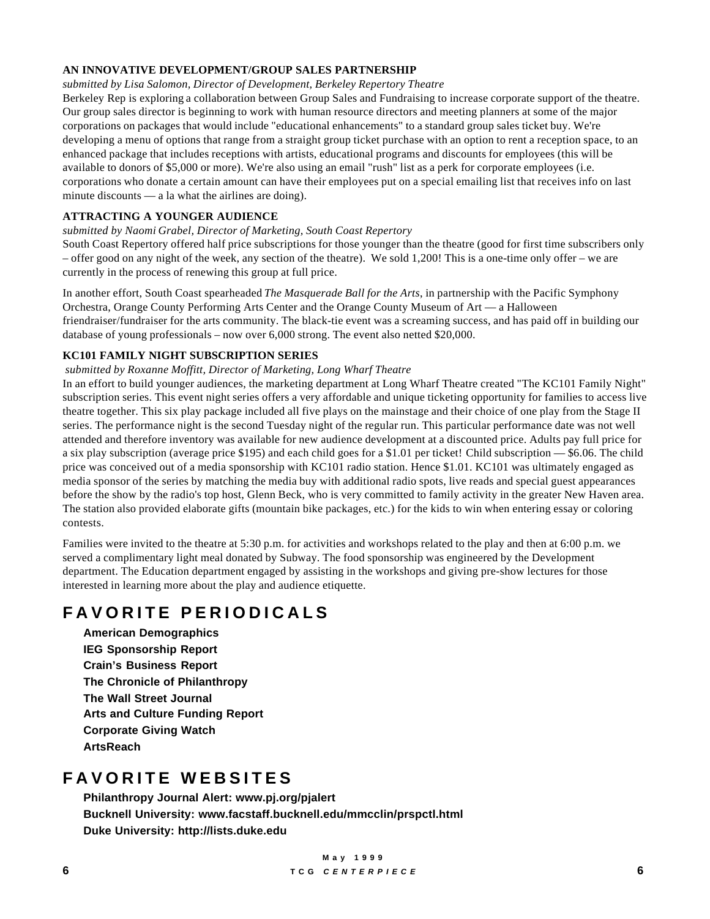### AN INNOVATIVE DEVELOPMENT/GROUP SALES PARTNERSHIP

*submitted by Lisa Salomon, Director of Development, Berkeley Repertory Theatre*

Berkeley Rep is exploring a collaboration between Group Sales and Fundraising to increase corporate support of the theatre. Our group sales director is beginning to work with human resource directors and meeting planners at some of the major corporations on packages that would include "educational enhancements" to a standard group sales ticket buy. We're developing a menu of options that range from a straight group ticket purchase with an option to rent a reception space, to an enhanced package that includes receptions with artists, educational programs and discounts for employees (this will be available to donors of $5,000 or more). We're also using an email "rush" list as a perk for corporate employees (i.e. corporations who donate a certain amount can have their employees put on a special emailing list that receives info on last minute discounts — a la what the airlines are doing).

### ATTRACTING A YOUNGER AUDIENCE

*submitted by Naomi Grabel, Director of Marketing, South Coast Repertory*

South Coast Repertory offered half price subscriptions for those younger than the theatre (good for first time subscribers only – offer good on any night of the week, any section of the theatre). We sold 1,200! This is a one-time only offer – we are currently in the process of renewing this group at full price.

In another effort, South Coast spearheaded *The Masquerade Ball for the Arts*, in partnership with the Pacific Symphony Orchestra, Orange County Performing Arts Center and the Orange County Museum of Art — a Halloween friendraiser/fundraiser for the arts community. The black-tie event was a screaming success, and has paid off in building our database of young professionals – now over 6,000 strong. The event also netted $20,000.

### KC101 FAMILY NIGHT SUBSCRIPTION SERIES

*submitted by Roxanne Moffitt, Director of Marketing, Long Wharf Theatre*

In an effort to build younger audiences, the marketing department at Long Wharf Theatre created "The KC101 Family Night" subscription series. This event night series offers a very affordable and unique ticketing opportunity for families to access live theatre together. This six play package included all five plays on the mainstage and their choice of one play from the Stage II series. The performance night is the second Tuesday night of the regular run. This particular performance date was not well attended and therefore inventory was available for new audience development at a discounted price. Adults pay full price for a six play subscription (average price $195) and each child goes for a $1.01 per ticket! Child subscription — $6.06. The child price was conceived out of a media sponsorship with KC101 radio station. Hence $1.01. KC101 was ultimately engaged as media sponsor of the series by matching the media buy with additional radio spots, live reads and special guest appearances before the show by the radio's top host, Glenn Beck, who is very committed to family activity in the greater New Haven area. The station also provided elaborate gifts (mountain bike packages, etc.) for the kids to win when entering essay or coloring contests.

Families were invited to the theatre at 5:30 p.m. for activities and workshops related to the play and then at 6:00 p.m. we served a complimentary light meal donated by Subway. The food sponsorship was engineered by the Development department. The Education department engaged by assisting in the workshops and giving pre-show lectures for those interested in learning more about the play and audience etiquette.

## FAVORITE PERIODICALS

**American Demographics**
**IEG Sponsorship Report**
**Crain's Business Report**
**The Chronicle of Philanthropy**
**The Wall Street Journal**
**Arts and Culture Funding Report**
**Corporate Giving Watch**
**ArtsReach**

## FAVORITE WEBSITES

**Philanthropy Journal Alert: www.pj.org/pjalert**
**Bucknell University: www.facstaff.bucknell.edu/mmcclin/prspctl.html**
**Duke University: http://lists.duke.edu**